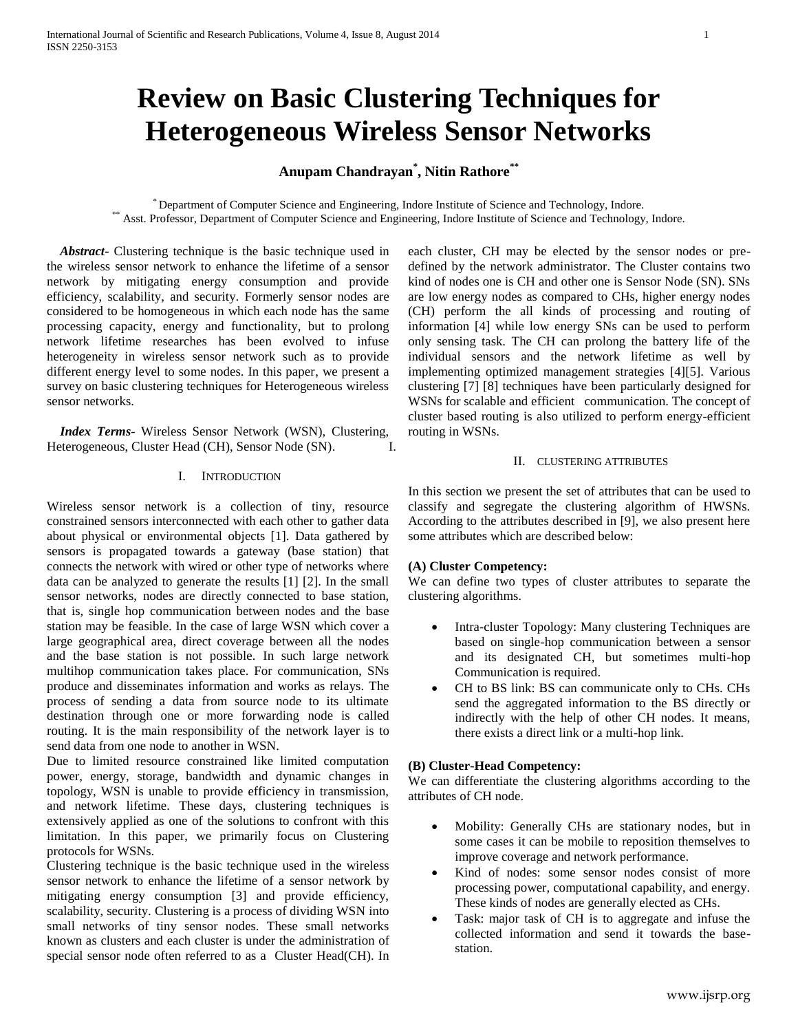# Review on Basic Clustering Techniques for Heterogeneous Wireless Sensor Networks

**Anupam Chandrayan[*], Nitin Rathore[**]**

[*] Department of Computer Science and Engineering, Indore Institute of Science and Technology, Indore.
[**] Asst. Professor, Department of Computer Science and Engineering, Indore Institute of Science and Technology, Indore.

***Abstract-*** Clustering technique is the basic technique used in the wireless sensor network to enhance the lifetime of a sensor network by mitigating energy consumption and provide efficiency, scalability, and security. Formerly sensor nodes are considered to be homogeneous in which each node has the same processing capacity, energy and functionality, but to prolong network lifetime researches has been evolved to infuse heterogeneity in wireless sensor network such as to provide different energy level to some nodes. In this paper, we present a survey on basic clustering techniques for Heterogeneous wireless sensor networks.

***Index Terms-*** Wireless Sensor Network (WSN), Clustering, Heterogeneous, Cluster Head (CH), Sensor Node (SN). I.

## I. Introduction

Wireless sensor network is a collection of tiny, resource constrained sensors interconnected with each other to gather data about physical or environmental objects [1]. Data gathered by sensors is propagated towards a gateway (base station) that connects the network with wired or other type of networks where data can be analyzed to generate the results [1] [2]. In the small sensor networks, nodes are directly connected to base station, that is, single hop communication between nodes and the base station may be feasible. In the case of large WSN which cover a large geographical area, direct coverage between all the nodes and the base station is not possible. In such large network multihop communication takes place. For communication, SNs produce and disseminates information and works as relays. The process of sending a data from source node to its ultimate destination through one or more forwarding node is called routing. It is the main responsibility of the network layer is to send data from one node to another in WSN.

Due to limited resource constrained like limited computation power, energy, storage, bandwidth and dynamic changes in topology, WSN is unable to provide efficiency in transmission, and network lifetime. These days, clustering techniques is extensively applied as one of the solutions to confront with this limitation. In this paper, we primarily focus on Clustering protocols for WSNs.

Clustering technique is the basic technique used in the wireless sensor network to enhance the lifetime of a sensor network by mitigating energy consumption [3] and provide efficiency, scalability, security. Clustering is a process of dividing WSN into small networks of tiny sensor nodes. These small networks known as clusters and each cluster is under the administration of special sensor node often referred to as a Cluster Head(CH). In each cluster, CH may be elected by the sensor nodes or pre-defined by the network administrator. The Cluster contains two kind of nodes one is CH and other one is Sensor Node (SN). SNs are low energy nodes as compared to CHs, higher energy nodes (CH) perform the all kinds of processing and routing of information [4] while low energy SNs can be used to perform only sensing task. The CH can prolong the battery life of the individual sensors and the network lifetime as well by implementing optimized management strategies [4][5]. Various clustering [7] [8] techniques have been particularly designed for WSNs for scalable and efficient communication. The concept of cluster based routing is also utilized to perform energy-efficient routing in WSNs.

## II. Clustering Attributes

In this section we present the set of attributes that can be used to classify and segregate the clustering algorithm of HWSNs. According to the attributes described in [9], we also present here some attributes which are described below:

### (A) Cluster Competency:

We can define two types of cluster attributes to separate the clustering algorithms.

- Intra-cluster Topology: Many clustering Techniques are based on single-hop communication between a sensor and its designated CH, but sometimes multi-hop Communication is required.
- CH to BS link: BS can communicate only to CHs. CHs send the aggregated information to the BS directly or indirectly with the help of other CH nodes. It means, there exists a direct link or a multi-hop link.

### (B) Cluster-Head Competency:

We can differentiate the clustering algorithms according to the attributes of CH node.

- Mobility: Generally CHs are stationary nodes, but in some cases it can be mobile to reposition themselves to improve coverage and network performance.
- Kind of nodes: some sensor nodes consist of more processing power, computational capability, and energy. These kinds of nodes are generally elected as CHs.
- Task: major task of CH is to aggregate and infuse the collected information and send it towards the base-station.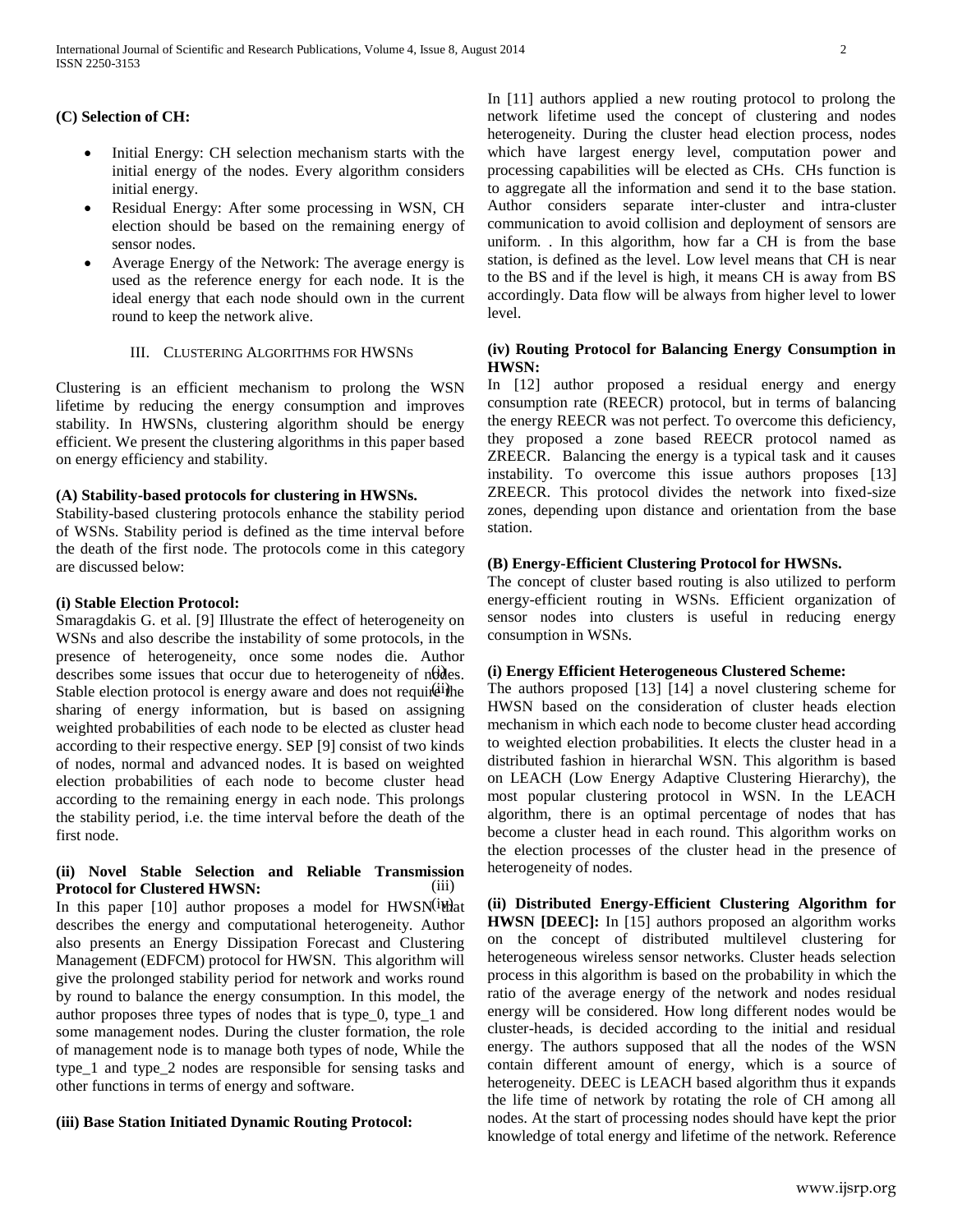**(C) Selection of CH:**

- Initial Energy: CH selection mechanism starts with the initial energy of the nodes. Every algorithm considers initial energy.
- Residual Energy: After some processing in WSN, CH election should be based on the remaining energy of sensor nodes.
- Average Energy of the Network: The average energy is used as the reference energy for each node. It is the ideal energy that each node should own in the current round to keep the network alive.

## III. Clustering Algorithms for HWSNs

Clustering is an efficient mechanism to prolong the WSN lifetime by reducing the energy consumption and improves stability. In HWSNs, clustering algorithm should be energy efficient. We present the clustering algorithms in this paper based on energy efficiency and stability.

**(A) Stability-based protocols for clustering in HWSNs.**

Stability-based clustering protocols enhance the stability period of WSNs. Stability period is defined as the time interval before the death of the first node. The protocols come in this category are discussed below:

**(i) Stable Election Protocol:**

Smaragdakis G. et al. [9] Illustrate the effect of heterogeneity on WSNs and also describe the instability of some protocols, in the presence of heterogeneity, once some nodes die. Author describes some issues that occur due to heterogeneity of nodes. Stable election protocol is energy aware and does not require the sharing of energy information, but is based on assigning weighted probabilities of each node to be elected as cluster head according to their respective energy. SEP [9] consist of two kinds of nodes, normal and advanced nodes. It is based on weighted election probabilities of each node to become cluster head according to the remaining energy in each node. This prolongs the stability period, i.e. the time interval before the death of the first node.

**(ii) Novel Stable Selection and Reliable Transmission Protocol for Clustered HWSN:**

In this paper [10] author proposes a model for HWSN that describes the energy and computational heterogeneity. Author also presents an Energy Dissipation Forecast and Clustering Management (EDFCM) protocol for HWSN. This algorithm will give the prolonged stability period for network and works round by round to balance the energy consumption. In this model, the author proposes three types of nodes that is type_0, type_1 and some management nodes. During the cluster formation, the role of management node is to manage both types of node, While the type_1 and type_2 nodes are responsible for sensing tasks and other functions in terms of energy and software.

**(iii) Base Station Initiated Dynamic Routing Protocol:**

In [11] authors applied a new routing protocol to prolong the network lifetime used the concept of clustering and nodes heterogeneity. During the cluster head election process, nodes which have largest energy level, computation power and processing capabilities will be elected as CHs. CHs function is to aggregate all the information and send it to the base station. Author considers separate inter-cluster and intra-cluster communication to avoid collision and deployment of sensors are uniform. . In this algorithm, how far a CH is from the base station, is defined as the level. Low level means that CH is near to the BS and if the level is high, it means CH is away from BS accordingly. Data flow will be always from higher level to lower level.

**(iv) Routing Protocol for Balancing Energy Consumption in HWSN:**

In [12] author proposed a residual energy and energy consumption rate (REECR) protocol, but in terms of balancing the energy REECR was not perfect. To overcome this deficiency, they proposed a zone based REECR protocol named as ZREECR. Balancing the energy is a typical task and it causes instability. To overcome this issue authors proposes [13] ZREECR. This protocol divides the network into fixed-size zones, depending upon distance and orientation from the base station.

**(B) Energy-Efficient Clustering Protocol for HWSNs.**

The concept of cluster based routing is also utilized to perform energy-efficient routing in WSNs. Efficient organization of sensor nodes into clusters is useful in reducing energy consumption in WSNs.

**(i) Energy Efficient Heterogeneous Clustered Scheme:**

The authors proposed [13] [14] a novel clustering scheme for HWSN based on the consideration of cluster heads election mechanism in which each node to become cluster head according to weighted election probabilities. It elects the cluster head in a distributed fashion in hierarchal WSN. This algorithm is based on LEACH (Low Energy Adaptive Clustering Hierarchy), the most popular clustering protocol in WSN. In the LEACH algorithm, there is an optimal percentage of nodes that has become a cluster head in each round. This algorithm works on the election processes of the cluster head in the presence of heterogeneity of nodes.

**(ii) Distributed Energy-Efficient Clustering Algorithm for HWSN [DEEC]:** In [15] authors proposed an algorithm works on the concept of distributed multilevel clustering for heterogeneous wireless sensor networks. Cluster heads selection process in this algorithm is based on the probability in which the ratio of the average energy of the network and nodes residual energy will be considered. How long different nodes would be cluster-heads, is decided according to the initial and residual energy. The authors supposed that all the nodes of the WSN contain different amount of energy, which is a source of heterogeneity. DEEC is LEACH based algorithm thus it expands the life time of network by rotating the role of CH among all nodes. At the start of processing nodes should have kept the prior knowledge of total energy and lifetime of the network. Reference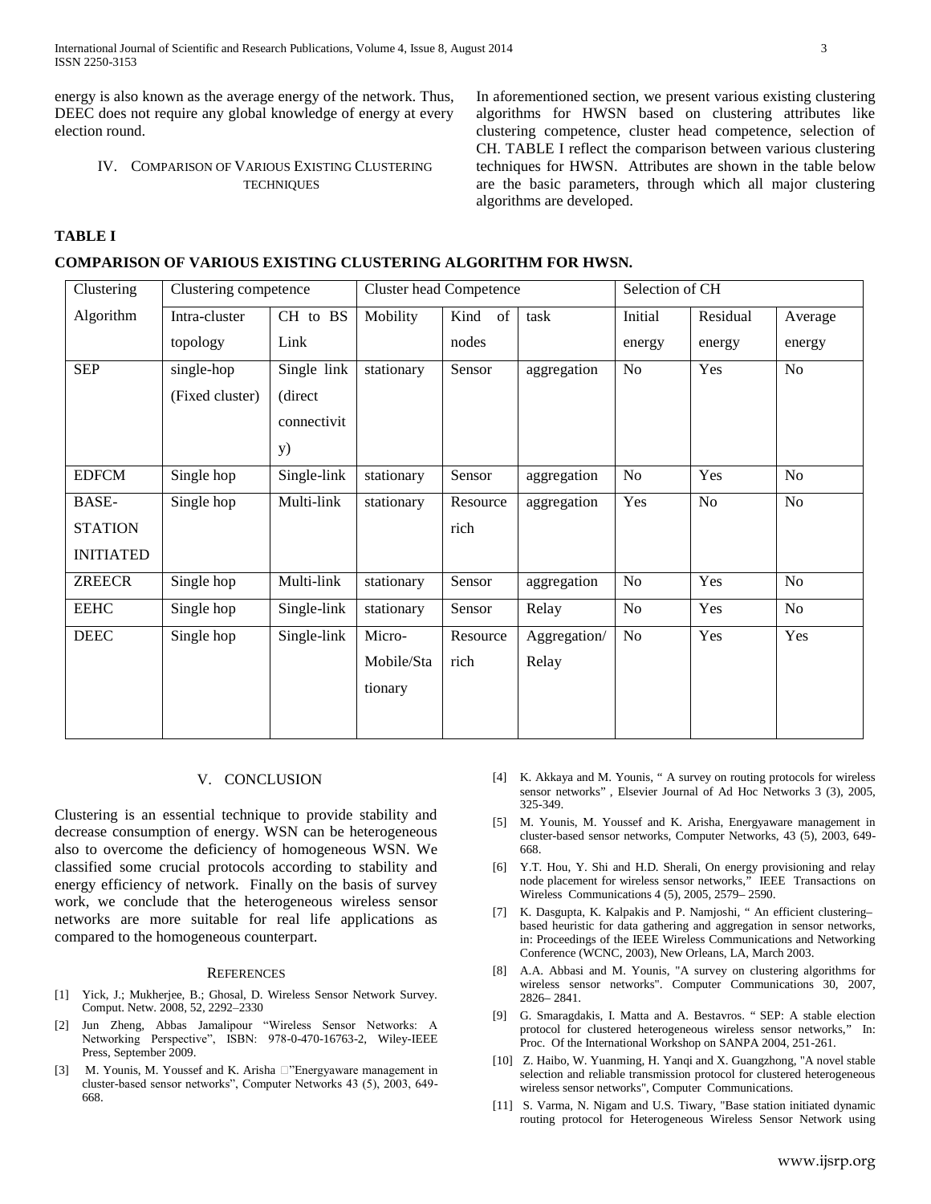energy is also known as the average energy of the network. Thus, DEEC does not require any global knowledge of energy at every election round.

## IV. Comparison of Various Existing Clustering Techniques

In aforementioned section, we present various existing clustering algorithms for HWSN based on clustering attributes like clustering competence, cluster head competence, selection of CH. TABLE I reflect the comparison between various clustering techniques for HWSN. Attributes are shown in the table below are the basic parameters, through which all major clustering algorithms are developed.

**TABLE I**

**COMPARISON OF VARIOUS EXISTING CLUSTERING ALGORITHM FOR HWSN.**

| Clustering Algorithm | Clustering competence | | Cluster head Competence | | | Selection of CH | | |
|---|---|---|---|---|---|---|---|---|
| | Intra-cluster topology | CH to BS Link | Mobility | Kind of nodes | task | Initial energy | Residual energy | Average energy |
| SEP | single-hop (Fixed cluster) | Single link (direct connectivity) | stationary | Sensor | aggregation | No | Yes | No |
| EDFCM | Single hop | Single-link | stationary | Sensor | aggregation | No | Yes | No |
| BASE-STATION INITIATED | Single hop | Multi-link | stationary | Resource rich | aggregation | Yes | No | No |
| ZREECR | Single hop | Multi-link | stationary | Sensor | aggregation | No | Yes | No |
| EEHC | Single hop | Single-link | stationary | Sensor | Relay | No | Yes | No |
| DEEC | Single hop | Single-link | Micro-Mobile/Stationary | Resource rich | Aggregation/ Relay | No | Yes | Yes |

## V. Conclusion

Clustering is an essential technique to provide stability and decrease consumption of energy. WSN can be heterogeneous also to overcome the deficiency of homogeneous WSN. We classified some crucial protocols according to stability and energy efficiency of network. Finally on the basis of survey work, we conclude that the heterogeneous wireless sensor networks are more suitable for real life applications as compared to the homogeneous counterpart.

## References

[1] Yick, J.; Mukherjee, B.; Ghosal, D. Wireless Sensor Network Survey. Comput. Netw. 2008, 52, 2292–2330

[2] Jun Zheng, Abbas Jamalipour "Wireless Sensor Networks: A Networking Perspective", ISBN: 978-0-470-16763-2, Wiley-IEEE Press, September 2009.

[3] M. Younis, M. Youssef and K. Arisha "Energyaware management in cluster-based sensor networks", Computer Networks 43 (5), 2003, 649-668.

[4] K. Akkaya and M. Younis, " A survey on routing protocols for wireless sensor networks" , Elsevier Journal of Ad Hoc Networks 3 (3), 2005, 325-349.

[5] M. Younis, M. Youssef and K. Arisha, Energyaware management in cluster-based sensor networks, Computer Networks, 43 (5), 2003, 649-668.

[6] Y.T. Hou, Y. Shi and H.D. Sherali, On energy provisioning and relay node placement for wireless sensor networks," IEEE Transactions on Wireless Communications 4 (5), 2005, 2579– 2590.

[7] K. Dasgupta, K. Kalpakis and P. Namjoshi, " An efficient clustering–based heuristic for data gathering and aggregation in sensor networks, in: Proceedings of the IEEE Wireless Communications and Networking Conference (WCNC, 2003), New Orleans, LA, March 2003.

[8] A.A. Abbasi and M. Younis, "A survey on clustering algorithms for wireless sensor networks". Computer Communications 30, 2007, 2826– 2841.

[9] G. Smaragdakis, I. Matta and A. Bestavros. " SEP: A stable election protocol for clustered heterogeneous wireless sensor networks," In: Proc. Of the International Workshop on SANPA 2004, 251-261.

[10] Z. Haibo, W. Yuanming, H. Yanqi and X. Guangzhong, "A novel stable selection and reliable transmission protocol for clustered heterogeneous wireless sensor networks", Computer Communications.

[11] S. Varma, N. Nigam and U.S. Tiwary, "Base station initiated dynamic routing protocol for Heterogeneous Wireless Sensor Network using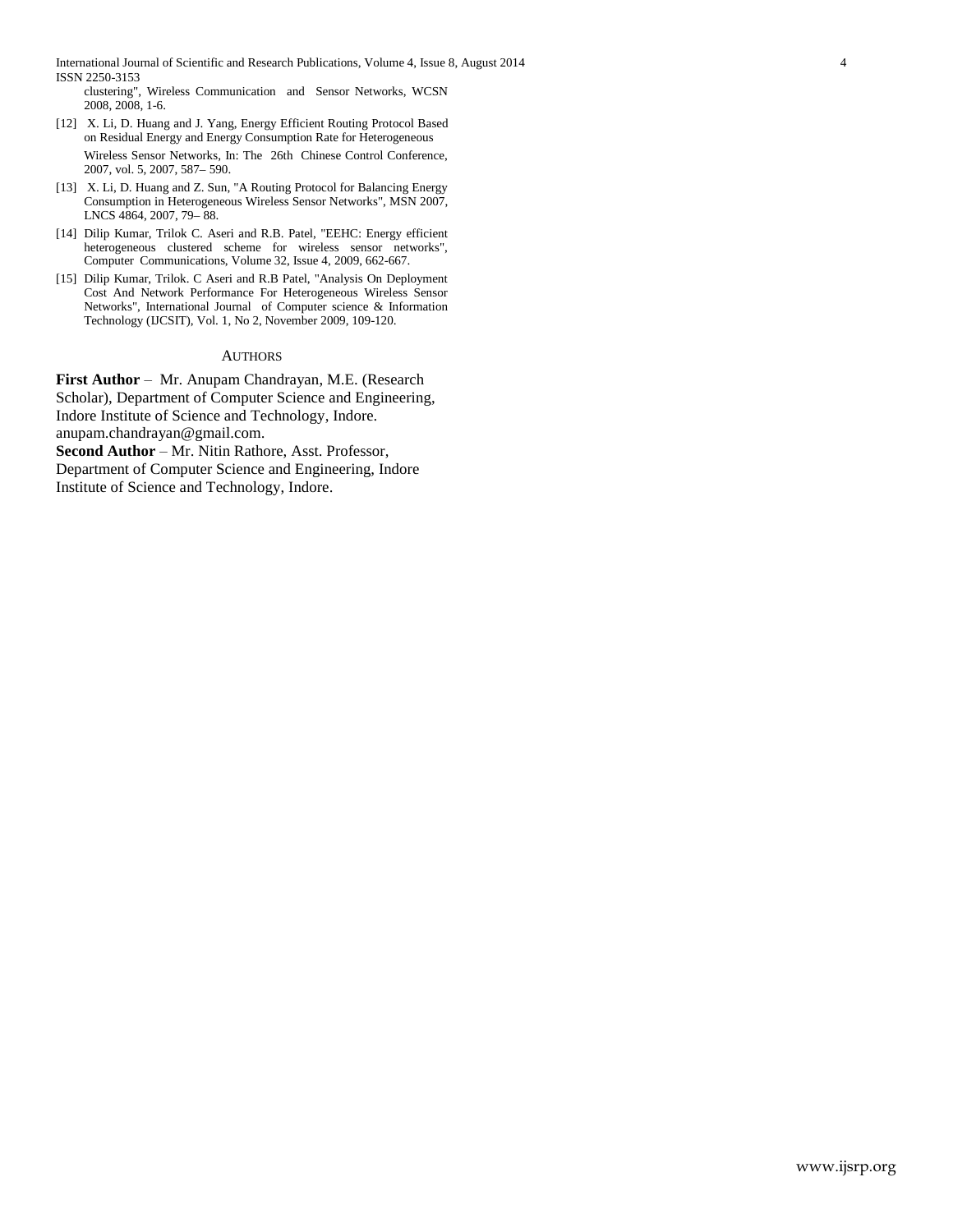clustering", Wireless Communication and Sensor Networks, WCSN 2008, 2008, 1-6.

[12] X. Li, D. Huang and J. Yang, Energy Efficient Routing Protocol Based on Residual Energy and Energy Consumption Rate for Heterogeneous Wireless Sensor Networks, In: The 26th Chinese Control Conference, 2007, vol. 5, 2007, 587– 590.

[13] X. Li, D. Huang and Z. Sun, "A Routing Protocol for Balancing Energy Consumption in Heterogeneous Wireless Sensor Networks", MSN 2007, LNCS 4864, 2007, 79– 88.

[14] Dilip Kumar, Trilok C. Aseri and R.B. Patel, "EEHC: Energy efficient heterogeneous clustered scheme for wireless sensor networks", Computer Communications, Volume 32, Issue 4, 2009, 662-667.

[15] Dilip Kumar, Trilok. C Aseri and R.B Patel, "Analysis On Deployment Cost And Network Performance For Heterogeneous Wireless Sensor Networks", International Journal of Computer science & Information Technology (IJCSIT), Vol. 1, No 2, November 2009, 109-120.

## AUTHORS

**First Author** – Mr. Anupam Chandrayan, M.E. (Research Scholar), Department of Computer Science and Engineering, Indore Institute of Science and Technology, Indore. anupam.chandrayan@gmail.com.

**Second Author** – Mr. Nitin Rathore, Asst. Professor, Department of Computer Science and Engineering, Indore Institute of Science and Technology, Indore.